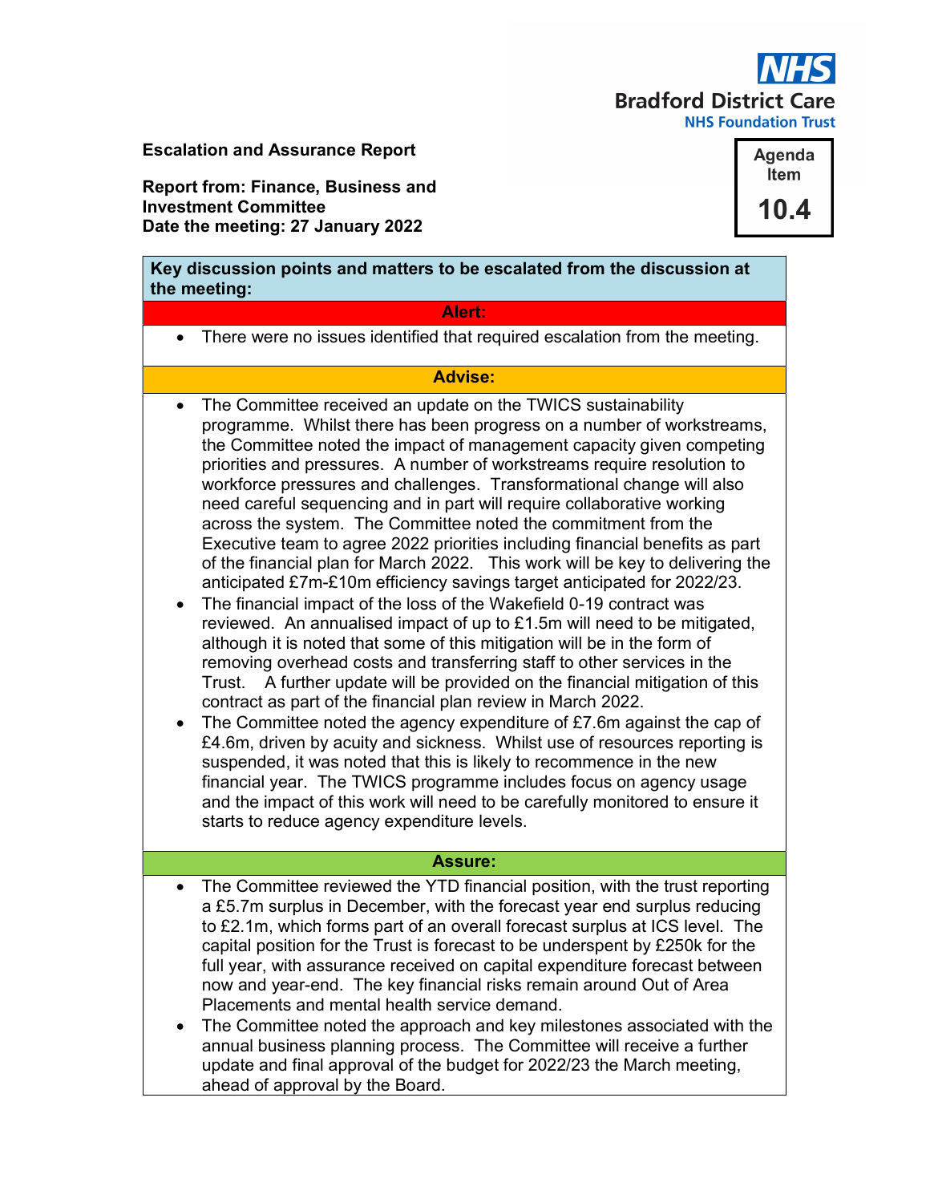**Bradford District Care**
**NHS Foundation Trust**

**Escalation and Assurance Report**

**Report from: Finance, Business and Investment Committee**
**Date the meeting: 27 January 2022**

**Agenda Item 10.4**

| **Key discussion points and matters to be escalated from the discussion at the meeting:** |
|---|
| **Alert:** |
| • There were no issues identified that required escalation from the meeting. |
| **Advise:** |
| • The Committee received an update on the TWICS sustainability programme. Whilst there has been progress on a number of workstreams, the Committee noted the impact of management capacity given competing priorities and pressures. A number of workstreams require resolution to workforce pressures and challenges. Transformational change will also need careful sequencing and in part will require collaborative working across the system. The Committee noted the commitment from the Executive team to agree 2022 priorities including financial benefits as part of the financial plan for March 2022. This work will be key to delivering the anticipated £7m-£10m efficiency savings target anticipated for 2022/23.<br>• The financial impact of the loss of the Wakefield 0-19 contract was reviewed. An annualised impact of up to £1.5m will need to be mitigated, although it is noted that some of this mitigation will be in the form of removing overhead costs and transferring staff to other services in the Trust. A further update will be provided on the financial mitigation of this contract as part of the financial plan review in March 2022.<br>• The Committee noted the agency expenditure of £7.6m against the cap of £4.6m, driven by acuity and sickness. Whilst use of resources reporting is suspended, it was noted that this is likely to recommence in the new financial year. The TWICS programme includes focus on agency usage and the impact of this work will need to be carefully monitored to ensure it starts to reduce agency expenditure levels. |
| **Assure:** |
| • The Committee reviewed the YTD financial position, with the trust reporting a £5.7m surplus in December, with the forecast year end surplus reducing to £2.1m, which forms part of an overall forecast surplus at ICS level. The capital position for the Trust is forecast to be underspent by £250k for the full year, with assurance received on capital expenditure forecast between now and year-end. The key financial risks remain around Out of Area Placements and mental health service demand.<br>• The Committee noted the approach and key milestones associated with the annual business planning process. The Committee will receive a further update and final approval of the budget for 2022/23 the March meeting, ahead of approval by the Board. |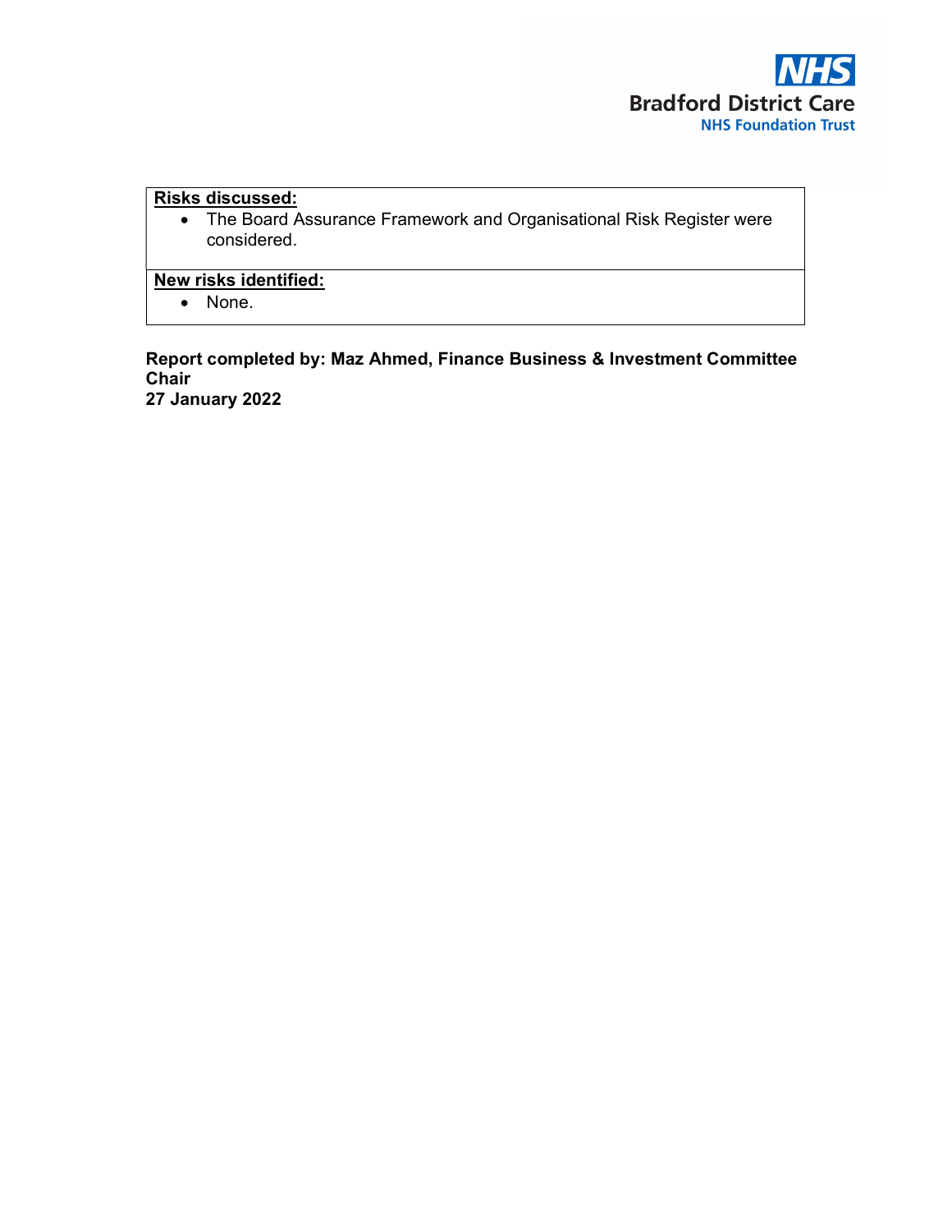| |
| --- |
| **Risks discussed:**<br>• The Board Assurance Framework and Organisational Risk Register were considered. |
| **New risks identified:**<br>• None. |

**Report completed by: Maz Ahmed, Finance Business & Investment Committee Chair**
**27 January 2022**